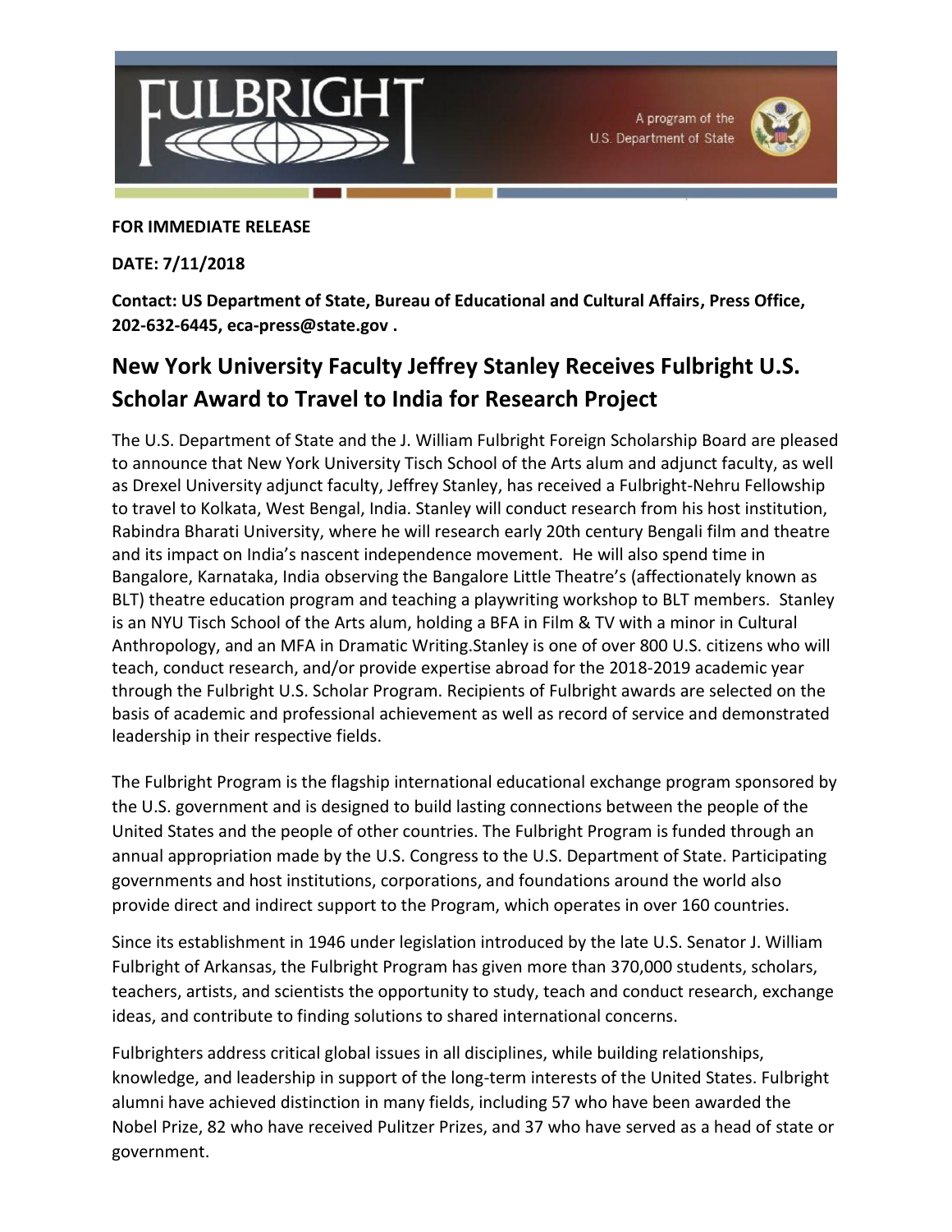FULBRIGHT

A program of the U.S. Department of State

**FOR IMMEDIATE RELEASE**

**DATE: 7/11/2018**

**Contact: US Department of State, Bureau of Educational and Cultural Affairs, Press Office, 202-632-6445, eca-press@state.gov .**

## New York University Faculty Jeffrey Stanley Receives Fulbright U.S. Scholar Award to Travel to India for Research Project

The U.S. Department of State and the J. William Fulbright Foreign Scholarship Board are pleased to announce that New York University Tisch School of the Arts alum and adjunct faculty, as well as Drexel University adjunct faculty, Jeffrey Stanley, has received a Fulbright-Nehru Fellowship to travel to Kolkata, West Bengal, India. Stanley will conduct research from his host institution, Rabindra Bharati University, where he will research early 20th century Bengali film and theatre and its impact on India's nascent independence movement. He will also spend time in Bangalore, Karnataka, India observing the Bangalore Little Theatre's (affectionately known as BLT) theatre education program and teaching a playwriting workshop to BLT members. Stanley is an NYU Tisch School of the Arts alum, holding a BFA in Film & TV with a minor in Cultural Anthropology, and an MFA in Dramatic Writing.Stanley is one of over 800 U.S. citizens who will teach, conduct research, and/or provide expertise abroad for the 2018-2019 academic year through the Fulbright U.S. Scholar Program. Recipients of Fulbright awards are selected on the basis of academic and professional achievement as well as record of service and demonstrated leadership in their respective fields.

The Fulbright Program is the flagship international educational exchange program sponsored by the U.S. government and is designed to build lasting connections between the people of the United States and the people of other countries. The Fulbright Program is funded through an annual appropriation made by the U.S. Congress to the U.S. Department of State. Participating governments and host institutions, corporations, and foundations around the world also provide direct and indirect support to the Program, which operates in over 160 countries.

Since its establishment in 1946 under legislation introduced by the late U.S. Senator J. William Fulbright of Arkansas, the Fulbright Program has given more than 370,000 students, scholars, teachers, artists, and scientists the opportunity to study, teach and conduct research, exchange ideas, and contribute to finding solutions to shared international concerns.

Fulbrighters address critical global issues in all disciplines, while building relationships, knowledge, and leadership in support of the long-term interests of the United States. Fulbright alumni have achieved distinction in many fields, including 57 who have been awarded the Nobel Prize, 82 who have received Pulitzer Prizes, and 37 who have served as a head of state or government.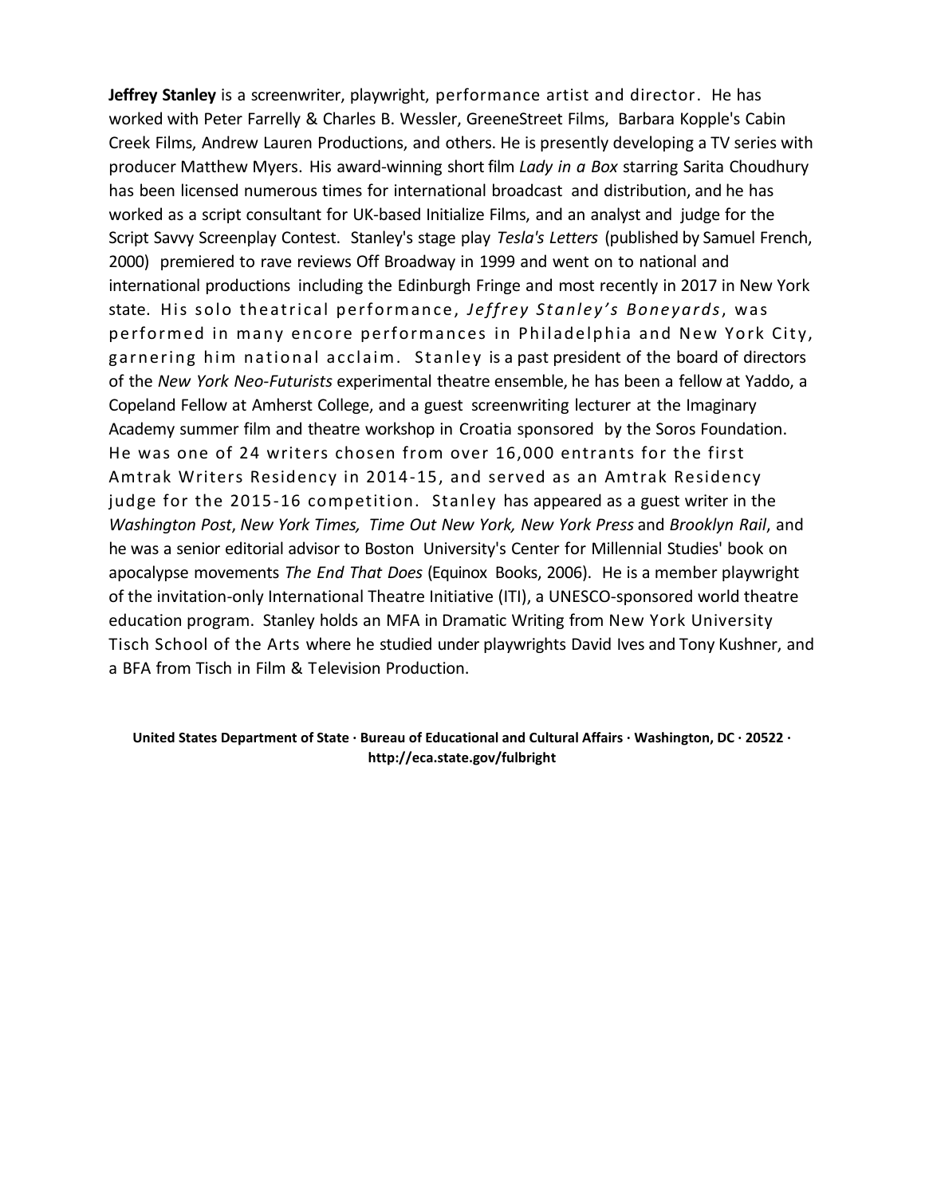**Jeffrey Stanley** is a screenwriter, playwright, performance artist and director. He has worked with Peter Farrelly & Charles B. Wessler, GreeneStreet Films, Barbara Kopple's Cabin Creek Films, Andrew Lauren Productions, and others. He is presently developing a TV series with producer Matthew Myers. His award-winning short film *Lady in a Box* starring Sarita Choudhury has been licensed numerous times for international broadcast and distribution, and he has worked as a script consultant for UK-based Initialize Films, and an analyst and judge for the Script Savvy Screenplay Contest. Stanley's stage play *Tesla's Letters* (published by Samuel French, 2000) premiered to rave reviews Off Broadway in 1999 and went on to national and international productions including the Edinburgh Fringe and most recently in 2017 in New York state. His solo theatrical performance, *Jeffrey Stanley's Boneyards*, was performed in many encore performances in Philadelphia and New York City, garnering him national acclaim. Stanley is a past president of the board of directors of the *New York Neo-Futurists* experimental theatre ensemble, he has been a fellow at Yaddo, a Copeland Fellow at Amherst College, and a guest screenwriting lecturer at the Imaginary Academy summer film and theatre workshop in Croatia sponsored by the Soros Foundation. He was one of 24 writers chosen from over 16,000 entrants for the first Amtrak Writers Residency in 2014-15, and served as an Amtrak Residency judge for the 2015-16 competition. Stanley has appeared as a guest writer in the *Washington Post*, *New York Times, Time Out New York, New York Press* and *Brooklyn Rail*, and he was a senior editorial advisor to Boston University's Center for Millennial Studies' book on apocalypse movements *The End That Does* (Equinox Books, 2006). He is a member playwright of the invitation-only International Theatre Initiative (ITI), a UNESCO-sponsored world theatre education program. Stanley holds an MFA in Dramatic Writing from New York University Tisch School of the Arts where he studied under playwrights David Ives and Tony Kushner, and a BFA from Tisch in Film & Television Production.

**United States Department of State · Bureau of Educational and Cultural Affairs · Washington, DC · 20522 · http://eca.state.gov/fulbright**